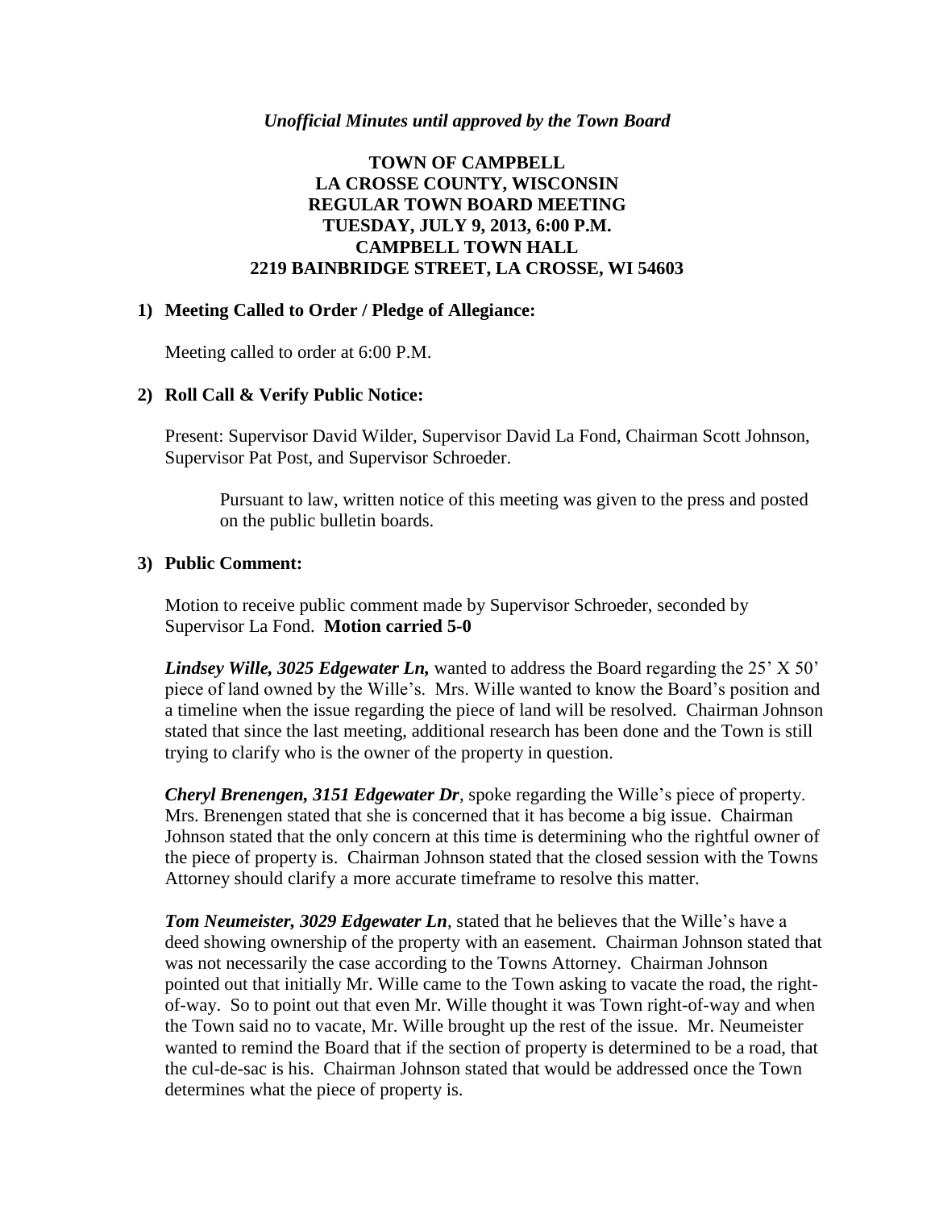*Unofficial Minutes until approved by the Town Board*

# TOWN OF CAMPBELL
# LA CROSSE COUNTY, WISCONSIN
# REGULAR TOWN BOARD MEETING
# TUESDAY, JULY 9, 2013, 6:00 P.M.
# CAMPBELL TOWN HALL
# 2219 BAINBRIDGE STREET, LA CROSSE, WI 54603

**1) Meeting Called to Order / Pledge of Allegiance:**

Meeting called to order at 6:00 P.M.

**2) Roll Call & Verify Public Notice:**

Present: Supervisor David Wilder, Supervisor David La Fond, Chairman Scott Johnson, Supervisor Pat Post, and Supervisor Schroeder.

> Pursuant to law, written notice of this meeting was given to the press and posted on the public bulletin boards.

**3) Public Comment:**

Motion to receive public comment made by Supervisor Schroeder, seconded by Supervisor La Fond. **Motion carried 5-0**

***Lindsey Wille, 3025 Edgewater Ln,*** wanted to address the Board regarding the 25' X 50' piece of land owned by the Wille's. Mrs. Wille wanted to know the Board's position and a timeline when the issue regarding the piece of land will be resolved. Chairman Johnson stated that since the last meeting, additional research has been done and the Town is still trying to clarify who is the owner of the property in question.

***Cheryl Brenengen, 3151 Edgewater Dr***, spoke regarding the Wille's piece of property. Mrs. Brenengen stated that she is concerned that it has become a big issue. Chairman Johnson stated that the only concern at this time is determining who the rightful owner of the piece of property is. Chairman Johnson stated that the closed session with the Towns Attorney should clarify a more accurate timeframe to resolve this matter.

***Tom Neumeister, 3029 Edgewater Ln***, stated that he believes that the Wille's have a deed showing ownership of the property with an easement. Chairman Johnson stated that was not necessarily the case according to the Towns Attorney. Chairman Johnson pointed out that initially Mr. Wille came to the Town asking to vacate the road, the right-of-way. So to point out that even Mr. Wille thought it was Town right-of-way and when the Town said no to vacate, Mr. Wille brought up the rest of the issue. Mr. Neumeister wanted to remind the Board that if the section of property is determined to be a road, that the cul-de-sac is his. Chairman Johnson stated that would be addressed once the Town determines what the piece of property is.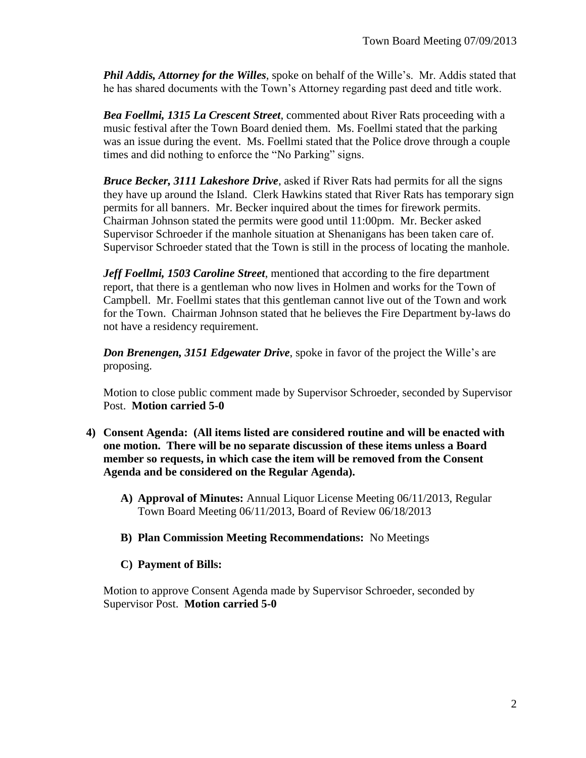***Phil Addis, Attorney for the Willes***, spoke on behalf of the Wille's. Mr. Addis stated that he has shared documents with the Town's Attorney regarding past deed and title work.

***Bea Foellmi, 1315 La Crescent Street***, commented about River Rats proceeding with a music festival after the Town Board denied them. Ms. Foellmi stated that the parking was an issue during the event. Ms. Foellmi stated that the Police drove through a couple times and did nothing to enforce the "No Parking" signs.

***Bruce Becker, 3111 Lakeshore Drive***, asked if River Rats had permits for all the signs they have up around the Island. Clerk Hawkins stated that River Rats has temporary sign permits for all banners. Mr. Becker inquired about the times for firework permits. Chairman Johnson stated the permits were good until 11:00pm. Mr. Becker asked Supervisor Schroeder if the manhole situation at Shenanigans has been taken care of. Supervisor Schroeder stated that the Town is still in the process of locating the manhole.

***Jeff Foellmi, 1503 Caroline Street***, mentioned that according to the fire department report, that there is a gentleman who now lives in Holmen and works for the Town of Campbell. Mr. Foellmi states that this gentleman cannot live out of the Town and work for the Town. Chairman Johnson stated that he believes the Fire Department by-laws do not have a residency requirement.

***Don Brenengen, 3151 Edgewater Drive***, spoke in favor of the project the Wille's are proposing.

Motion to close public comment made by Supervisor Schroeder, seconded by Supervisor Post. **Motion carried 5-0**

4) **Consent Agenda: (All items listed are considered routine and will be enacted with one motion. There will be no separate discussion of these items unless a Board member so requests, in which case the item will be removed from the Consent Agenda and be considered on the Regular Agenda).**

   A) **Approval of Minutes:** Annual Liquor License Meeting 06/11/2013, Regular Town Board Meeting 06/11/2013, Board of Review 06/18/2013

   B) **Plan Commission Meeting Recommendations:** No Meetings

   C) **Payment of Bills:**

Motion to approve Consent Agenda made by Supervisor Schroeder, seconded by Supervisor Post. **Motion carried 5-0**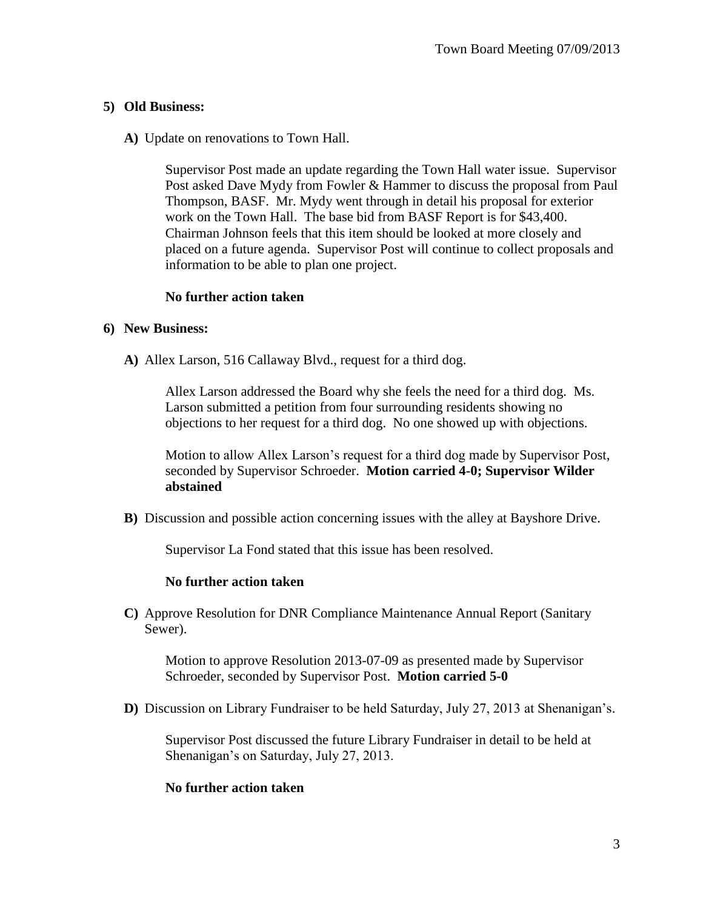## 5) Old Business:

**A)** Update on renovations to Town Hall.

Supervisor Post made an update regarding the Town Hall water issue. Supervisor Post asked Dave Mydy from Fowler & Hammer to discuss the proposal from Paul Thompson, BASF. Mr. Mydy went through in detail his proposal for exterior work on the Town Hall. The base bid from BASF Report is for $43,400. Chairman Johnson feels that this item should be looked at more closely and placed on a future agenda. Supervisor Post will continue to collect proposals and information to be able to plan one project.

**No further action taken**

## 6) New Business:

**A)** Allex Larson, 516 Callaway Blvd., request for a third dog.

Allex Larson addressed the Board why she feels the need for a third dog. Ms. Larson submitted a petition from four surrounding residents showing no objections to her request for a third dog. No one showed up with objections.

Motion to allow Allex Larson's request for a third dog made by Supervisor Post, seconded by Supervisor Schroeder. **Motion carried 4-0; Supervisor Wilder abstained**

**B)** Discussion and possible action concerning issues with the alley at Bayshore Drive.

Supervisor La Fond stated that this issue has been resolved.

**No further action taken**

**C)** Approve Resolution for DNR Compliance Maintenance Annual Report (Sanitary Sewer).

Motion to approve Resolution 2013-07-09 as presented made by Supervisor Schroeder, seconded by Supervisor Post. **Motion carried 5-0**

**D)** Discussion on Library Fundraiser to be held Saturday, July 27, 2013 at Shenanigan's.

Supervisor Post discussed the future Library Fundraiser in detail to be held at Shenanigan's on Saturday, July 27, 2013.

**No further action taken**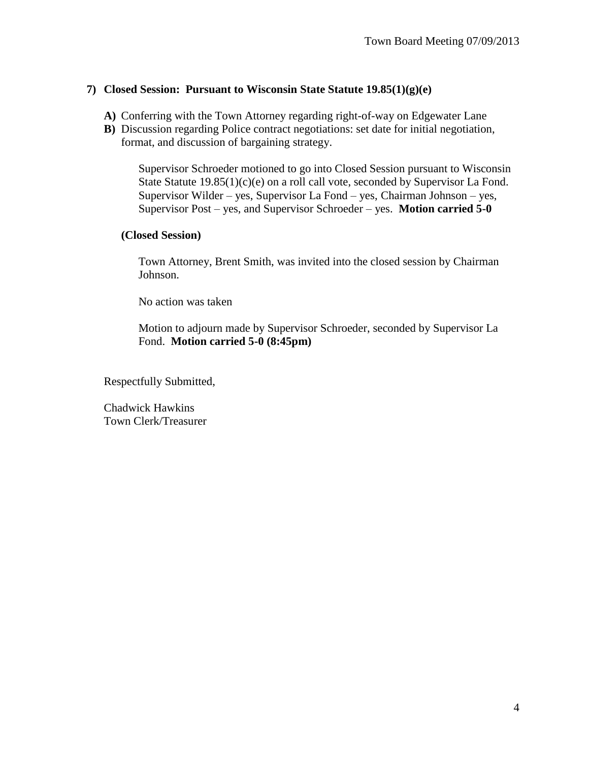**7) Closed Session: Pursuant to Wisconsin State Statute 19.85(1)(g)(e)**

**A)** Conferring with the Town Attorney regarding right-of-way on Edgewater Lane

**B)** Discussion regarding Police contract negotiations: set date for initial negotiation, format, and discussion of bargaining strategy.

Supervisor Schroeder motioned to go into Closed Session pursuant to Wisconsin State Statute 19.85(1)(c)(e) on a roll call vote, seconded by Supervisor La Fond. Supervisor Wilder – yes, Supervisor La Fond – yes, Chairman Johnson – yes, Supervisor Post – yes, and Supervisor Schroeder – yes. **Motion carried 5-0**

**(Closed Session)**

Town Attorney, Brent Smith, was invited into the closed session by Chairman Johnson.

No action was taken

Motion to adjourn made by Supervisor Schroeder, seconded by Supervisor La Fond. **Motion carried 5-0 (8:45pm)**

Respectfully Submitted,

Chadwick Hawkins
Town Clerk/Treasurer